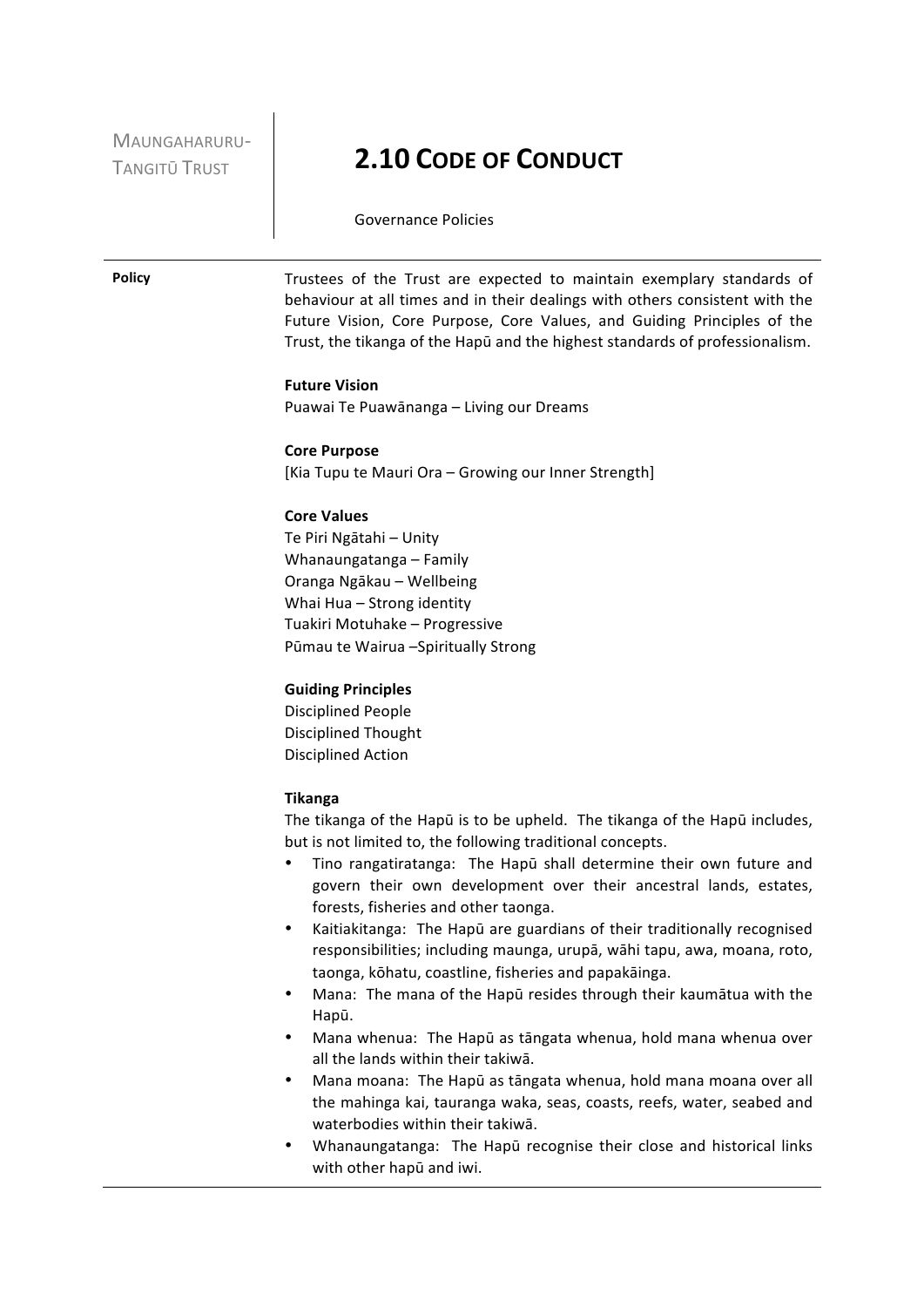MAUNGAHARURU-TANGITŪ TRUST

# 2.10 CODE OF CONDUCT

Governance Policies

**Policy**

Trustees of the Trust are expected to maintain exemplary standards of behaviour at all times and in their dealings with others consistent with the Future Vision, Core Purpose, Core Values, and Guiding Principles of the Trust, the tikanga of the Hapū and the highest standards of professionalism.

**Future Vision**
Puawai Te Puawānanga – Living our Dreams

**Core Purpose**
[Kia Tupu te Mauri Ora – Growing our Inner Strength]

**Core Values**
Te Piri Ngātahi – Unity
Whanaungatanga – Family
Oranga Ngākau – Wellbeing
Whai Hua – Strong identity
Tuakiri Motuhake – Progressive
Pūmau te Wairua –Spiritually Strong

**Guiding Principles**
Disciplined People
Disciplined Thought
Disciplined Action

**Tikanga**
The tikanga of the Hapū is to be upheld. The tikanga of the Hapū includes, but is not limited to, the following traditional concepts.

- Tino rangatiratanga: The Hapū shall determine their own future and govern their own development over their ancestral lands, estates, forests, fisheries and other taonga.
- Kaitiakitanga: The Hapū are guardians of their traditionally recognised responsibilities; including maunga, urupā, wāhi tapu, awa, moana, roto, taonga, kōhatu, coastline, fisheries and papakāinga.
- Mana: The mana of the Hapū resides through their kaumātua with the Hapū.
- Mana whenua: The Hapū as tāngata whenua, hold mana whenua over all the lands within their takiwā.
- Mana moana: The Hapū as tāngata whenua, hold mana moana over all the mahinga kai, tauranga waka, seas, coasts, reefs, water, seabed and waterbodies within their takiwā.
- Whanaungatanga: The Hapū recognise their close and historical links with other hapū and iwi.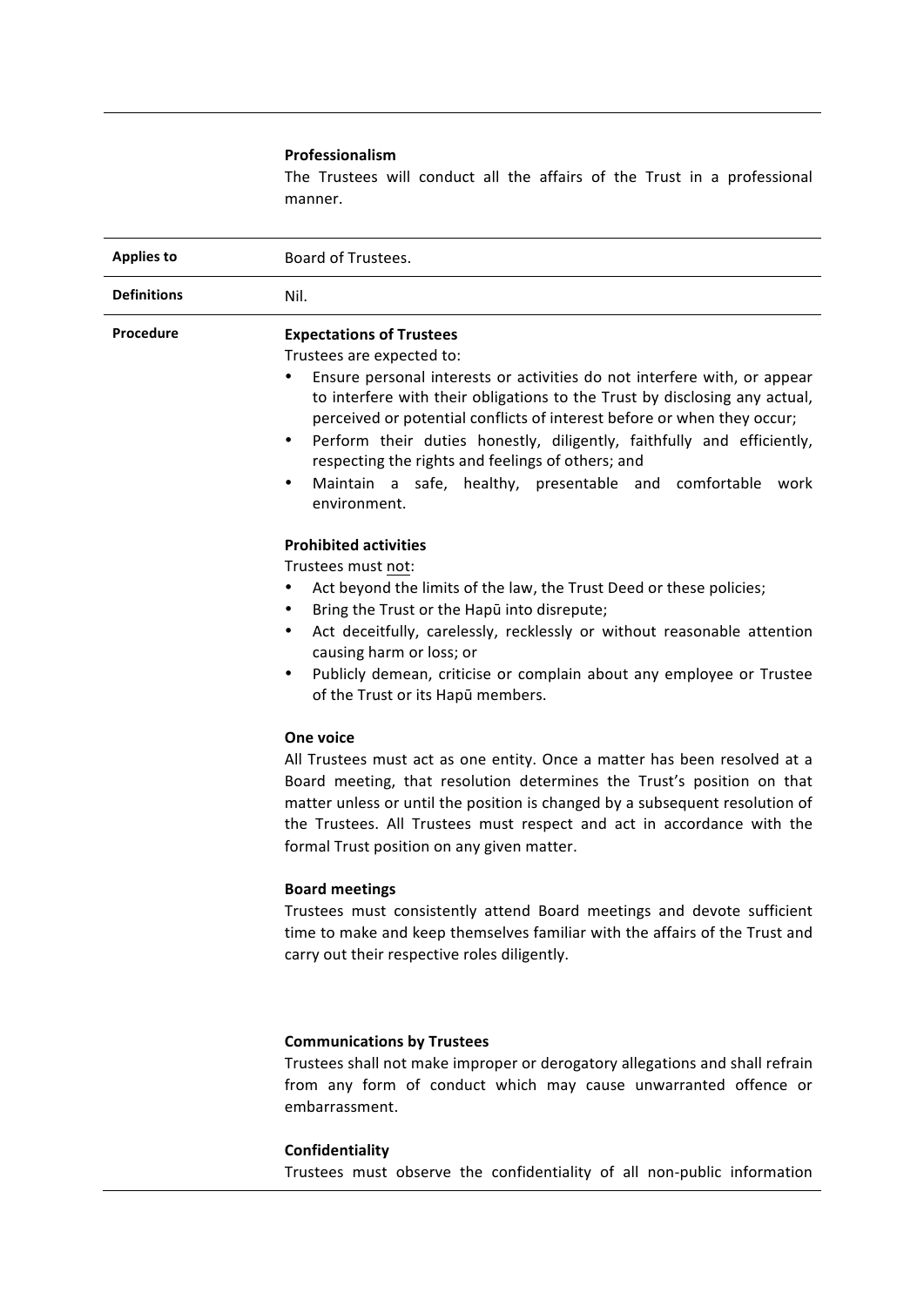**Professionalism**

The Trustees will conduct all the affairs of the Trust in a professional manner.

| | |
|---|---|
| **Applies to** | Board of Trustees. |
| **Definitions** | Nil. |

**Procedure**

**Expectations of Trustees**

Trustees are expected to:

- Ensure personal interests or activities do not interfere with, or appear to interfere with their obligations to the Trust by disclosing any actual, perceived or potential conflicts of interest before or when they occur;
- Perform their duties honestly, diligently, faithfully and efficiently, respecting the rights and feelings of others; and
- Maintain a safe, healthy, presentable and comfortable work environment.

**Prohibited activities**

Trustees must <u>not</u>:

- Act beyond the limits of the law, the Trust Deed or these policies;
- Bring the Trust or the Hapū into disrepute;
- Act deceitfully, carelessly, recklessly or without reasonable attention causing harm or loss; or
- Publicly demean, criticise or complain about any employee or Trustee of the Trust or its Hapū members.

**One voice**

All Trustees must act as one entity. Once a matter has been resolved at a Board meeting, that resolution determines the Trust's position on that matter unless or until the position is changed by a subsequent resolution of the Trustees. All Trustees must respect and act in accordance with the formal Trust position on any given matter.

**Board meetings**

Trustees must consistently attend Board meetings and devote sufficient time to make and keep themselves familiar with the affairs of the Trust and carry out their respective roles diligently.

**Communications by Trustees**

Trustees shall not make improper or derogatory allegations and shall refrain from any form of conduct which may cause unwarranted offence or embarrassment.

**Confidentiality**

Trustees must observe the confidentiality of all non-public information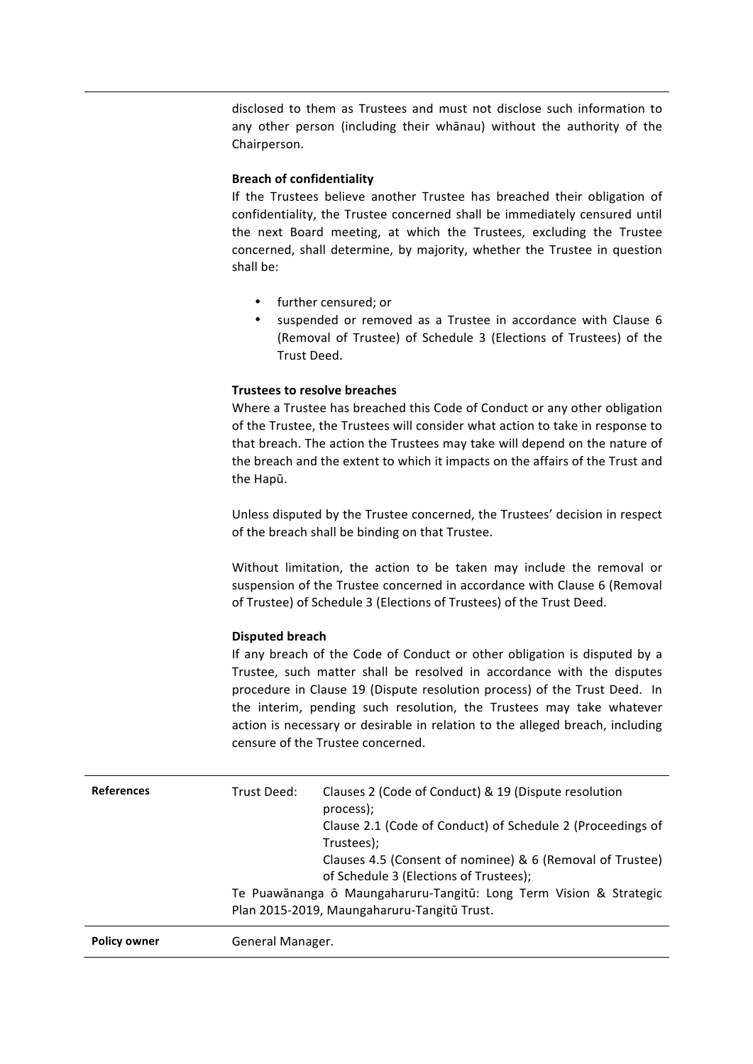disclosed to them as Trustees and must not disclose such information to any other person (including their whānau) without the authority of the Chairperson.

**Breach of confidentiality**

If the Trustees believe another Trustee has breached their obligation of confidentiality, the Trustee concerned shall be immediately censured until the next Board meeting, at which the Trustees, excluding the Trustee concerned, shall determine, by majority, whether the Trustee in question shall be:

- further censured; or
- suspended or removed as a Trustee in accordance with Clause 6 (Removal of Trustee) of Schedule 3 (Elections of Trustees) of the Trust Deed.

**Trustees to resolve breaches**

Where a Trustee has breached this Code of Conduct or any other obligation of the Trustee, the Trustees will consider what action to take in response to that breach. The action the Trustees may take will depend on the nature of the breach and the extent to which it impacts on the affairs of the Trust and the Hapū.

Unless disputed by the Trustee concerned, the Trustees' decision in respect of the breach shall be binding on that Trustee.

Without limitation, the action to be taken may include the removal or suspension of the Trustee concerned in accordance with Clause 6 (Removal of Trustee) of Schedule 3 (Elections of Trustees) of the Trust Deed.

**Disputed breach**

If any breach of the Code of Conduct or other obligation is disputed by a Trustee, such matter shall be resolved in accordance with the disputes procedure in Clause 19 (Dispute resolution process) of the Trust Deed. In the interim, pending such resolution, the Trustees may take whatever action is necessary or desirable in relation to the alleged breach, including censure of the Trustee concerned.

| | |
|---|---|
| **References** | Trust Deed: Clauses 2 (Code of Conduct) & 19 (Dispute resolution process); Clause 2.1 (Code of Conduct) of Schedule 2 (Proceedings of Trustees); Clauses 4.5 (Consent of nominee) & 6 (Removal of Trustee) of Schedule 3 (Elections of Trustees); Te Puawānanga ō Maungaharuru-Tangitū: Long Term Vision & Strategic Plan 2015-2019, Maungaharuru-Tangitū Trust. |
| **Policy owner** | General Manager. |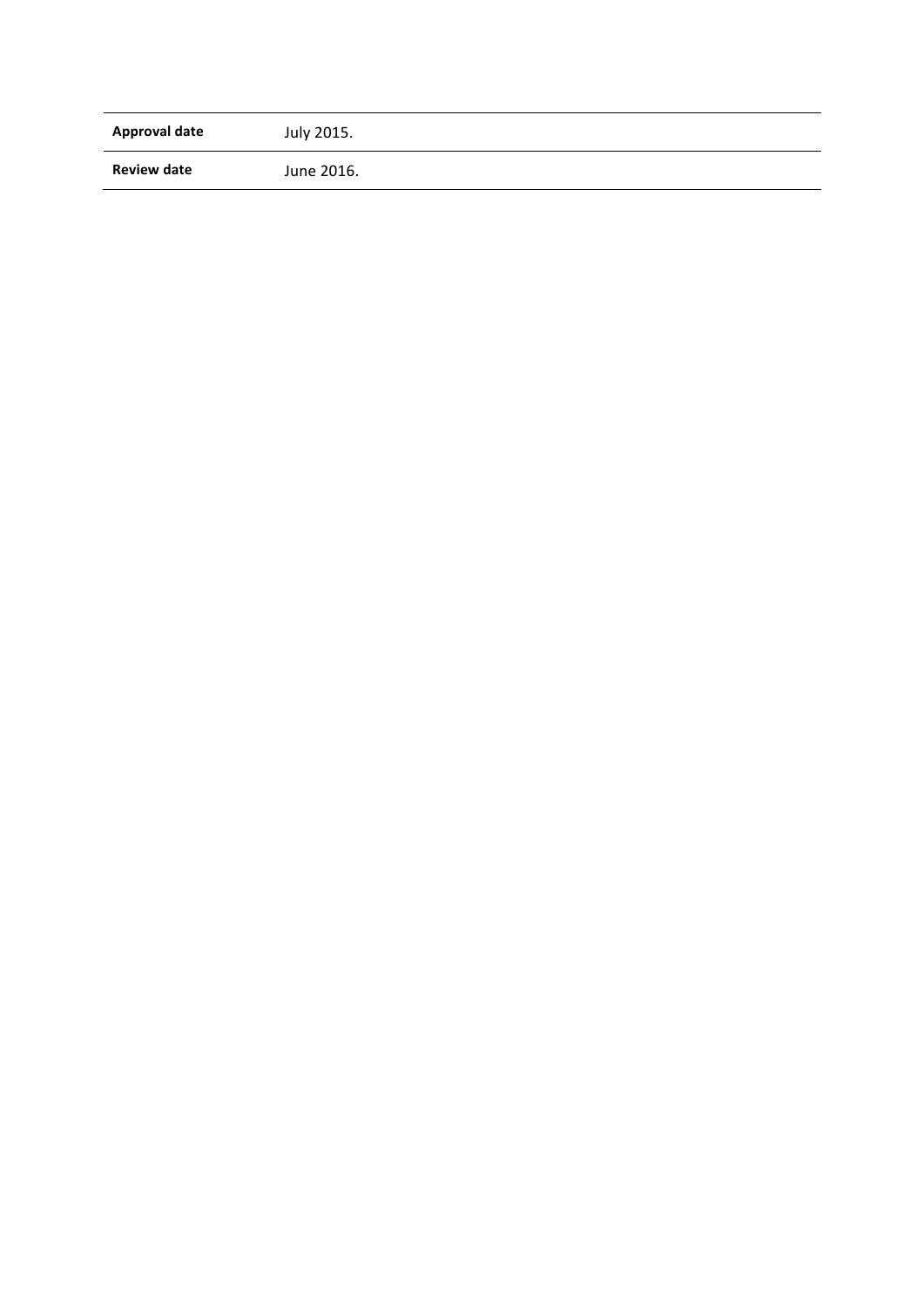| | |
|---|---|
| **Approval date** | July 2015. |
| **Review date** | June 2016. |